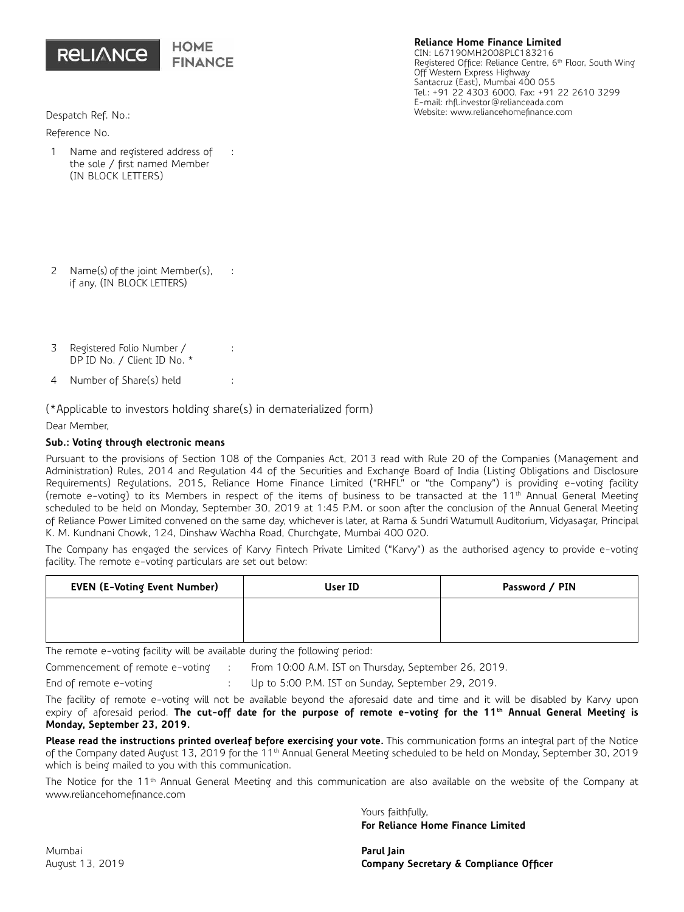RELIANCE HOME FINANCE

**Reliance Home Finance Limited**
CIN: L67190MH2008PLC183216
Registered Office: Reliance Centre, 6th Floor, South Wing
Off Western Express Highway
Santacruz (East), Mumbai 400 055
Tel.: +91 22 4303 6000, Fax: +91 22 2610 3299
E-mail: rhfl.investor@relianceada.com
Website: www.reliancehomefinance.com

Despatch Ref. No.:

Reference No.

1. Name and registered address of the sole / first named Member (IN BLOCK LETTERS) :

2. Name(s) of the joint Member(s), if any, (IN BLOCK LETTERS) :

3. Registered Folio Number / DP ID No. / Client ID No. * :

4. Number of Share(s) held :

(*Applicable to investors holding share(s) in dematerialized form)

Dear Member,

**Sub.: Voting through electronic means**

Pursuant to the provisions of Section 108 of the Companies Act, 2013 read with Rule 20 of the Companies (Management and Administration) Rules, 2014 and Regulation 44 of the Securities and Exchange Board of India (Listing Obligations and Disclosure Requirements) Regulations, 2015, Reliance Home Finance Limited ("RHFL" or "the Company") is providing e-voting facility (remote e-voting) to its Members in respect of the items of business to be transacted at the 11th Annual General Meeting scheduled to be held on Monday, September 30, 2019 at 1:45 P.M. or soon after the conclusion of the Annual General Meeting of Reliance Power Limited convened on the same day, whichever is later, at Rama & Sundri Watumull Auditorium, Vidyasagar, Principal K. M. Kundnani Chowk, 124, Dinshaw Wachha Road, Churchgate, Mumbai 400 020.

The Company has engaged the services of Karvy Fintech Private Limited ("Karvy") as the authorised agency to provide e-voting facility. The remote e-voting particulars are set out below:

| EVEN (E-Voting Event Number) | User ID | Password / PIN |
| --- | --- | --- |
| | | |

The remote e-voting facility will be available during the following period:

Commencement of remote e-voting : From 10:00 A.M. IST on Thursday, September 26, 2019.

End of remote e-voting : Up to 5:00 P.M. IST on Sunday, September 29, 2019.

The facility of remote e-voting will not be available beyond the aforesaid date and time and it will be disabled by Karvy upon expiry of aforesaid period. **The cut-off date for the purpose of remote e-voting for the 11th Annual General Meeting is Monday, September 23, 2019.**

**Please read the instructions printed overleaf before exercising your vote.** This communication forms an integral part of the Notice of the Company dated August 13, 2019 for the 11th Annual General Meeting scheduled to be held on Monday, September 30, 2019 which is being mailed to you with this communication.

The Notice for the 11th Annual General Meeting and this communication are also available on the website of the Company at www.reliancehomefinance.com

Yours faithfully,
**For Reliance Home Finance Limited**

**Parul Jain**
**Company Secretary & Compliance Officer**

Mumbai
August 13, 2019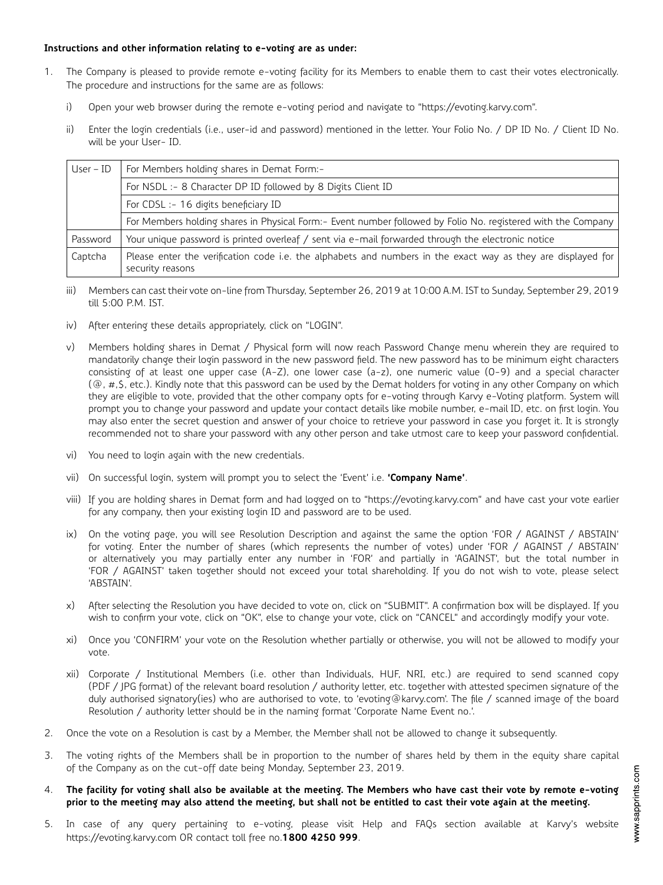**Instructions and other information relating to e-voting are as under:**

1. The Company is pleased to provide remote e-voting facility for its Members to enable them to cast their votes electronically. The procedure and instructions for the same are as follows:

   i) Open your web browser during the remote e-voting period and navigate to "https://evoting.karvy.com".

   ii) Enter the login credentials (i.e., user-id and password) mentioned in the letter. Your Folio No. / DP ID No. / Client ID No. will be your User- ID.

| | |
|---|---|
| User – ID | For Members holding shares in Demat Form:- |
| | For NSDL :- 8 Character DP ID followed by 8 Digits Client ID |
| | For CDSL :- 16 digits beneficiary ID |
| | For Members holding shares in Physical Form:- Event number followed by Folio No. registered with the Company |
| Password | Your unique password is printed overleaf / sent via e-mail forwarded through the electronic notice |
| Captcha | Please enter the verification code i.e. the alphabets and numbers in the exact way as they are displayed for security reasons |

   iii) Members can cast their vote on-line from Thursday, September 26, 2019 at 10:00 A.M. IST to Sunday, September 29, 2019 till 5:00 P.M. IST.

   iv) After entering these details appropriately, click on "LOGIN".

   v) Members holding shares in Demat / Physical form will now reach Password Change menu wherein they are required to mandatorily change their login password in the new password field. The new password has to be minimum eight characters consisting of at least one upper case (A-Z), one lower case (a-z), one numeric value (0-9) and a special character (@, #,$, etc.). Kindly note that this password can be used by the Demat holders for voting in any other Company on which they are eligible to vote, provided that the other company opts for e-voting through Karvy e-Voting platform. System will prompt you to change your password and update your contact details like mobile number, e-mail ID, etc. on first login. You may also enter the secret question and answer of your choice to retrieve your password in case you forget it. It is strongly recommended not to share your password with any other person and take utmost care to keep your password confidential.

   vi) You need to login again with the new credentials.

   vii) On successful login, system will prompt you to select the 'Event' i.e. **'Company Name'**.

   viii) If you are holding shares in Demat form and had logged on to "https://evoting.karvy.com" and have cast your vote earlier for any company, then your existing login ID and password are to be used.

   ix) On the voting page, you will see Resolution Description and against the same the option 'FOR / AGAINST / ABSTAIN' for voting. Enter the number of shares (which represents the number of votes) under 'FOR / AGAINST / ABSTAIN' or alternatively you may partially enter any number in 'FOR' and partially in 'AGAINST', but the total number in 'FOR / AGAINST' taken together should not exceed your total shareholding. If you do not wish to vote, please select 'ABSTAIN'.

   x) After selecting the Resolution you have decided to vote on, click on "SUBMIT". A confirmation box will be displayed. If you wish to confirm your vote, click on "OK", else to change your vote, click on "CANCEL" and accordingly modify your vote.

   xi) Once you 'CONFIRM' your vote on the Resolution whether partially or otherwise, you will not be allowed to modify your vote.

   xii) Corporate / Institutional Members (i.e. other than Individuals, HUF, NRI, etc.) are required to send scanned copy (PDF / JPG format) of the relevant board resolution / authority letter, etc. together with attested specimen signature of the duly authorised signatory(ies) who are authorised to vote, to 'evoting@karvy.com'. The file / scanned image of the board Resolution / authority letter should be in the naming format 'Corporate Name Event no.'.

2. Once the vote on a Resolution is cast by a Member, the Member shall not be allowed to change it subsequently.

3. The voting rights of the Members shall be in proportion to the number of shares held by them in the equity share capital of the Company as on the cut-off date being Monday, September 23, 2019.

4. **The facility for voting shall also be available at the meeting. The Members who have cast their vote by remote e-voting prior to the meeting may also attend the meeting, but shall not be entitled to cast their vote again at the meeting.**

5. In case of any query pertaining to e-voting, please visit Help and FAQs section available at Karvy's website https://evoting.karvy.com OR contact toll free no.**1800 4250 999**.